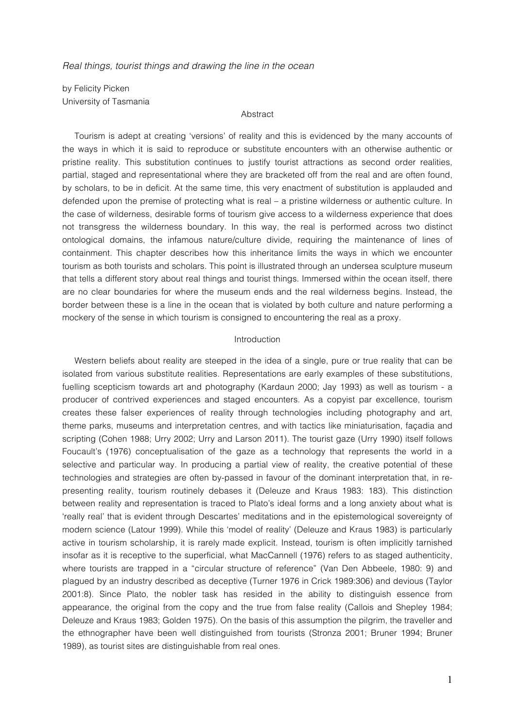*Real things, tourist things and drawing the line in the ocean*

by Felicity Picken
University of Tasmania

## Abstract

Tourism is adept at creating 'versions' of reality and this is evidenced by the many accounts of the ways in which it is said to reproduce or substitute encounters with an otherwise authentic or pristine reality. This substitution continues to justify tourist attractions as second order realities, partial, staged and representational where they are bracketed off from the real and are often found, by scholars, to be in deficit. At the same time, this very enactment of substitution is applauded and defended upon the premise of protecting what is real – a pristine wilderness or authentic culture. In the case of wilderness, desirable forms of tourism give access to a wilderness experience that does not transgress the wilderness boundary. In this way, the real is performed across two distinct ontological domains, the infamous nature/culture divide, requiring the maintenance of lines of containment. This chapter describes how this inheritance limits the ways in which we encounter tourism as both tourists and scholars. This point is illustrated through an undersea sculpture museum that tells a different story about real things and tourist things. Immersed within the ocean itself, there are no clear boundaries for where the museum ends and the real wilderness begins. Instead, the border between these is a line in the ocean that is violated by both culture and nature performing a mockery of the sense in which tourism is consigned to encountering the real as a proxy.

## Introduction

Western beliefs about reality are steeped in the idea of a single, pure or true reality that can be isolated from various substitute realities. Representations are early examples of these substitutions, fuelling scepticism towards art and photography (Kardaun 2000; Jay 1993) as well as tourism - a producer of contrived experiences and staged encounters. As a copyist par excellence, tourism creates these falser experiences of reality through technologies including photography and art, theme parks, museums and interpretation centres, and with tactics like miniaturisation, façadia and scripting (Cohen 1988; Urry 2002; Urry and Larson 2011). The tourist gaze (Urry 1990) itself follows Foucault's (1976) conceptualisation of the gaze as a technology that represents the world in a selective and particular way. In producing a partial view of reality, the creative potential of these technologies and strategies are often by-passed in favour of the dominant interpretation that, in re-presenting reality, tourism routinely debases it (Deleuze and Kraus 1983: 183). This distinction between reality and representation is traced to Plato's ideal forms and a long anxiety about what is 'really real' that is evident through Descartes' meditations and in the epistemological sovereignty of modern science (Latour 1999). While this 'model of reality' (Deleuze and Kraus 1983) is particularly active in tourism scholarship, it is rarely made explicit. Instead, tourism is often implicitly tarnished insofar as it is receptive to the superficial, what MacCannell (1976) refers to as staged authenticity, where tourists are trapped in a "circular structure of reference" (Van Den Abbeele, 1980: 9) and plagued by an industry described as deceptive (Turner 1976 in Crick 1989:306) and devious (Taylor 2001:8). Since Plato, the nobler task has resided in the ability to distinguish essence from appearance, the original from the copy and the true from false reality (Callois and Shepley 1984; Deleuze and Kraus 1983; Golden 1975). On the basis of this assumption the pilgrim, the traveller and the ethnographer have been well distinguished from tourists (Stronza 2001; Bruner 1994; Bruner 1989), as tourist sites are distinguishable from real ones.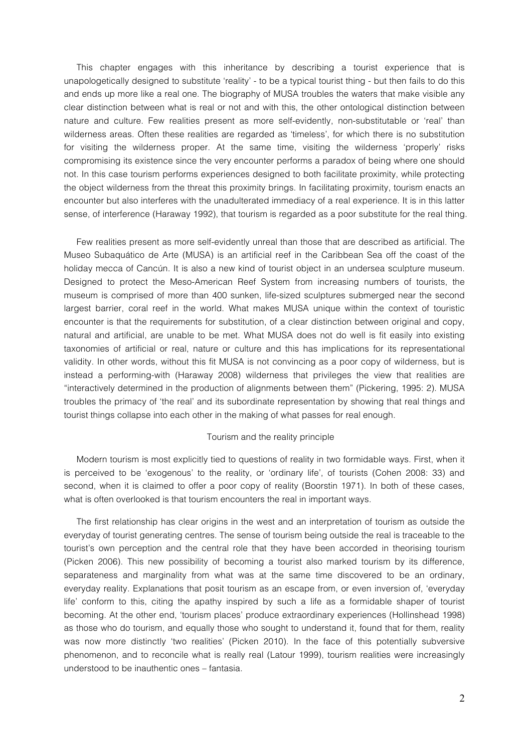This chapter engages with this inheritance by describing a tourist experience that is unapologetically designed to substitute 'reality' - to be a typical tourist thing - but then fails to do this and ends up more like a real one. The biography of MUSA troubles the waters that make visible any clear distinction between what is real or not and with this, the other ontological distinction between nature and culture. Few realities present as more self-evidently, non-substitutable or 'real' than wilderness areas. Often these realities are regarded as 'timeless', for which there is no substitution for visiting the wilderness proper. At the same time, visiting the wilderness 'properly' risks compromising its existence since the very encounter performs a paradox of being where one should not. In this case tourism performs experiences designed to both facilitate proximity, while protecting the object wilderness from the threat this proximity brings. In facilitating proximity, tourism enacts an encounter but also interferes with the unadulterated immediacy of a real experience. It is in this latter sense, of interference (Haraway 1992), that tourism is regarded as a poor substitute for the real thing.

Few realities present as more self-evidently unreal than those that are described as artificial. The Museo Subaquático de Arte (MUSA) is an artificial reef in the Caribbean Sea off the coast of the holiday mecca of Cancún. It is also a new kind of tourist object in an undersea sculpture museum. Designed to protect the Meso-American Reef System from increasing numbers of tourists, the museum is comprised of more than 400 sunken, life-sized sculptures submerged near the second largest barrier, coral reef in the world. What makes MUSA unique within the context of touristic encounter is that the requirements for substitution, of a clear distinction between original and copy, natural and artificial, are unable to be met. What MUSA does not do well is fit easily into existing taxonomies of artificial or real, nature or culture and this has implications for its representational validity. In other words, without this fit MUSA is not convincing as a poor copy of wilderness, but is instead a performing-with (Haraway 2008) wilderness that privileges the view that realities are "interactively determined in the production of alignments between them" (Pickering, 1995: 2). MUSA troubles the primacy of 'the real' and its subordinate representation by showing that real things and tourist things collapse into each other in the making of what passes for real enough.

## Tourism and the reality principle

Modern tourism is most explicitly tied to questions of reality in two formidable ways. First, when it is perceived to be 'exogenous' to the reality, or 'ordinary life', of tourists (Cohen 2008: 33) and second, when it is claimed to offer a poor copy of reality (Boorstin 1971). In both of these cases, what is often overlooked is that tourism encounters the real in important ways.

The first relationship has clear origins in the west and an interpretation of tourism as outside the everyday of tourist generating centres. The sense of tourism being outside the real is traceable to the tourist's own perception and the central role that they have been accorded in theorising tourism (Picken 2006). This new possibility of becoming a tourist also marked tourism by its difference, separateness and marginality from what was at the same time discovered to be an ordinary, everyday reality. Explanations that posit tourism as an escape from, or even inversion of, 'everyday life' conform to this, citing the apathy inspired by such a life as a formidable shaper of tourist becoming. At the other end, 'tourism places' produce extraordinary experiences (Hollinshead 1998) as those who do tourism, and equally those who sought to understand it, found that for them, reality was now more distinctly 'two realities' (Picken 2010). In the face of this potentially subversive phenomenon, and to reconcile what is really real (Latour 1999), tourism realities were increasingly understood to be inauthentic ones – fantasia.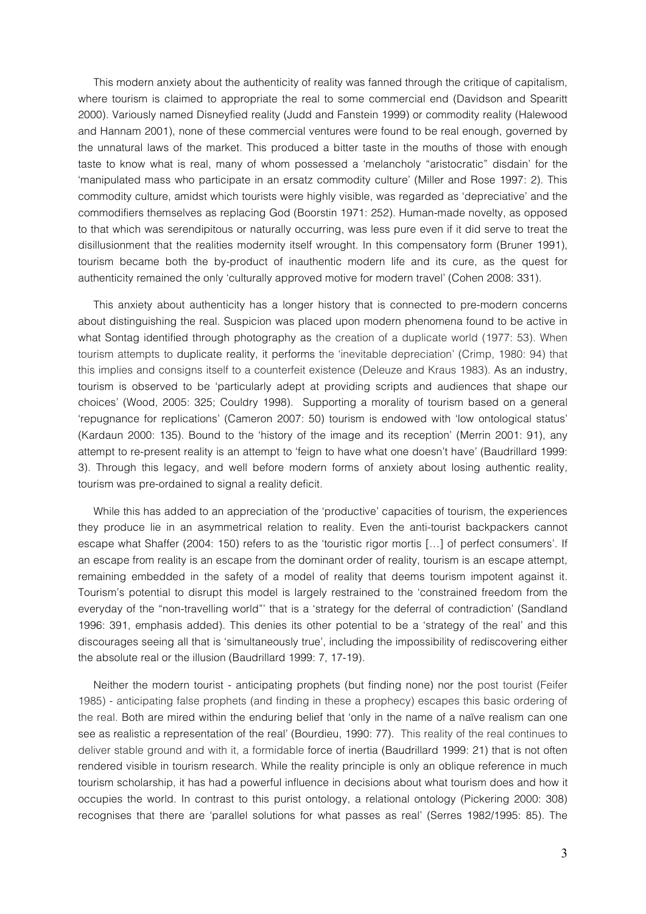This modern anxiety about the authenticity of reality was fanned through the critique of capitalism, where tourism is claimed to appropriate the real to some commercial end (Davidson and Spearitt 2000). Variously named Disneyfied reality (Judd and Fanstein 1999) or commodity reality (Halewood and Hannam 2001), none of these commercial ventures were found to be real enough, governed by the unnatural laws of the market. This produced a bitter taste in the mouths of those with enough taste to know what is real, many of whom possessed a 'melancholy "aristocratic" disdain' for the 'manipulated mass who participate in an ersatz commodity culture' (Miller and Rose 1997: 2). This commodity culture, amidst which tourists were highly visible, was regarded as 'depreciative' and the commodifiers themselves as replacing God (Boorstin 1971: 252). Human-made novelty, as opposed to that which was serendipitous or naturally occurring, was less pure even if it did serve to treat the disillusionment that the realities modernity itself wrought. In this compensatory form (Bruner 1991), tourism became both the by-product of inauthentic modern life and its cure, as the quest for authenticity remained the only 'culturally approved motive for modern travel' (Cohen 2008: 331).

This anxiety about authenticity has a longer history that is connected to pre-modern concerns about distinguishing the real. Suspicion was placed upon modern phenomena found to be active in what Sontag identified through photography as the creation of a duplicate world (1977: 53). When tourism attempts to duplicate reality, it performs the 'inevitable depreciation' (Crimp, 1980: 94) that this implies and consigns itself to a counterfeit existence (Deleuze and Kraus 1983). As an industry, tourism is observed to be 'particularly adept at providing scripts and audiences that shape our choices' (Wood, 2005: 325; Couldry 1998). Supporting a morality of tourism based on a general 'repugnance for replications' (Cameron 2007: 50) tourism is endowed with 'low ontological status' (Kardaun 2000: 135). Bound to the 'history of the image and its reception' (Merrin 2001: 91), any attempt to re-present reality is an attempt to 'feign to have what one doesn't have' (Baudrillard 1999: 3). Through this legacy, and well before modern forms of anxiety about losing authentic reality, tourism was pre-ordained to signal a reality deficit.

While this has added to an appreciation of the 'productive' capacities of tourism, the experiences they produce lie in an asymmetrical relation to reality. Even the anti-tourist backpackers cannot escape what Shaffer (2004: 150) refers to as the 'touristic rigor mortis [...] of perfect consumers'. If an escape from reality is an escape from the dominant order of reality, tourism is an escape attempt, remaining embedded in the safety of a model of reality that deems tourism impotent against it. Tourism's potential to disrupt this model is largely restrained to the 'constrained freedom from the everyday of the "non-travelling world"' that is a 'strategy for the deferral of contradiction' (Sandland 1996: 391, emphasis added). This denies its other potential to be a 'strategy of the real' and this discourages seeing all that is 'simultaneously true', including the impossibility of rediscovering either the absolute real or the illusion (Baudrillard 1999: 7, 17-19).

Neither the modern tourist - anticipating prophets (but finding none) nor the post tourist (Feifer 1985) - anticipating false prophets (and finding in these a prophecy) escapes this basic ordering of the real. Both are mired within the enduring belief that 'only in the name of a naïve realism can one see as realistic a representation of the real' (Bourdieu, 1990: 77). This reality of the real continues to deliver stable ground and with it, a formidable force of inertia (Baudrillard 1999: 21) that is not often rendered visible in tourism research. While the reality principle is only an oblique reference in much tourism scholarship, it has had a powerful influence in decisions about what tourism does and how it occupies the world. In contrast to this purist ontology, a relational ontology (Pickering 2000: 308) recognises that there are 'parallel solutions for what passes as real' (Serres 1982/1995: 85). The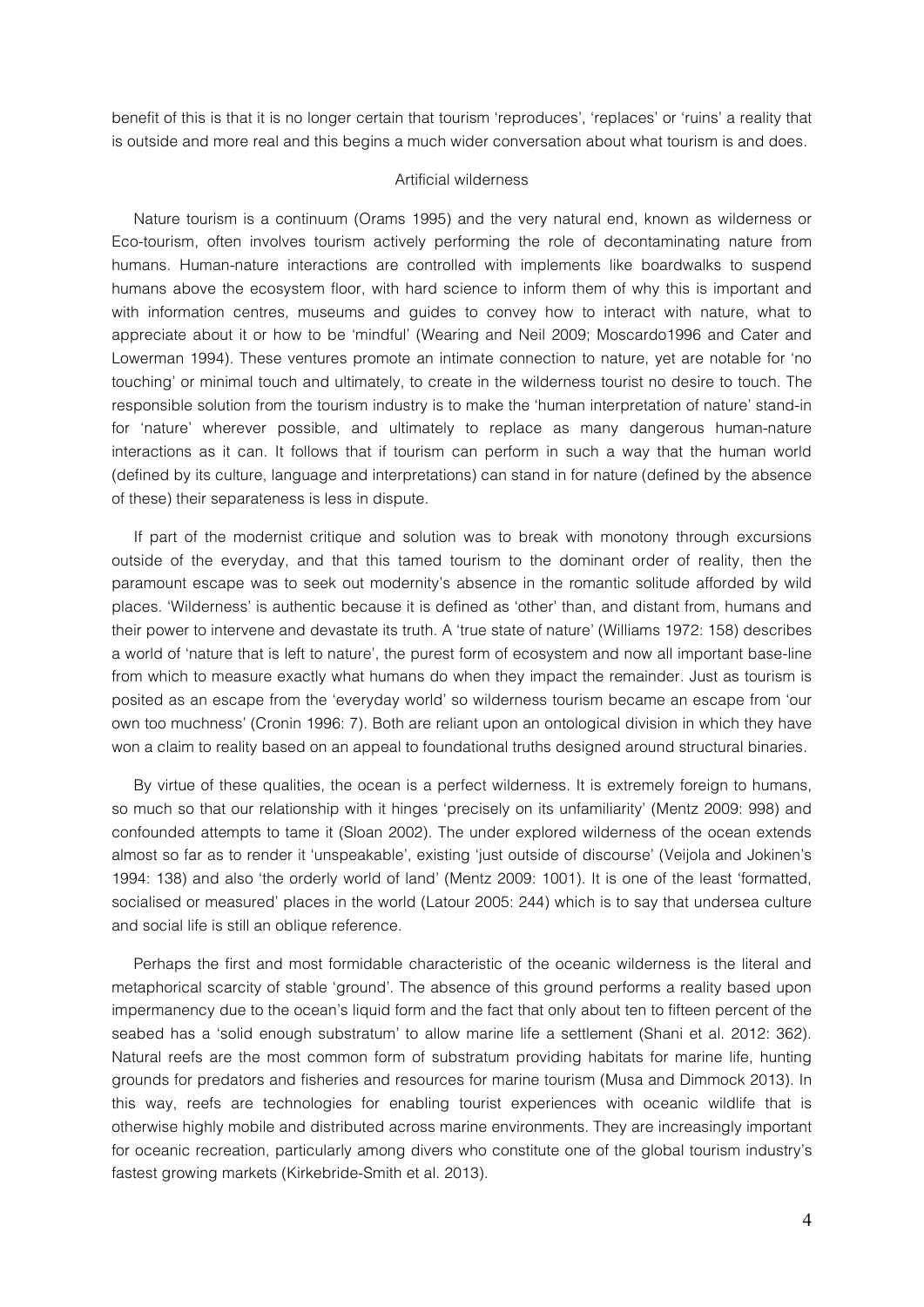benefit of this is that it is no longer certain that tourism 'reproduces', 'replaces' or 'ruins' a reality that is outside and more real and this begins a much wider conversation about what tourism is and does.

## Artificial wilderness

Nature tourism is a continuum (Orams 1995) and the very natural end, known as wilderness or Eco-tourism, often involves tourism actively performing the role of decontaminating nature from humans. Human-nature interactions are controlled with implements like boardwalks to suspend humans above the ecosystem floor, with hard science to inform them of why this is important and with information centres, museums and guides to convey how to interact with nature, what to appreciate about it or how to be 'mindful' (Wearing and Neil 2009; Moscardo1996 and Cater and Lowerman 1994). These ventures promote an intimate connection to nature, yet are notable for 'no touching' or minimal touch and ultimately, to create in the wilderness tourist no desire to touch. The responsible solution from the tourism industry is to make the 'human interpretation of nature' stand-in for 'nature' wherever possible, and ultimately to replace as many dangerous human-nature interactions as it can. It follows that if tourism can perform in such a way that the human world (defined by its culture, language and interpretations) can stand in for nature (defined by the absence of these) their separateness is less in dispute.

If part of the modernist critique and solution was to break with monotony through excursions outside of the everyday, and that this tamed tourism to the dominant order of reality, then the paramount escape was to seek out modernity's absence in the romantic solitude afforded by wild places. 'Wilderness' is authentic because it is defined as 'other' than, and distant from, humans and their power to intervene and devastate its truth. A 'true state of nature' (Williams 1972: 158) describes a world of 'nature that is left to nature', the purest form of ecosystem and now all important base-line from which to measure exactly what humans do when they impact the remainder. Just as tourism is posited as an escape from the 'everyday world' so wilderness tourism became an escape from 'our own too muchness' (Cronin 1996: 7). Both are reliant upon an ontological division in which they have won a claim to reality based on an appeal to foundational truths designed around structural binaries.

By virtue of these qualities, the ocean is a perfect wilderness. It is extremely foreign to humans, so much so that our relationship with it hinges 'precisely on its unfamiliarity' (Mentz 2009: 998) and confounded attempts to tame it (Sloan 2002). The under explored wilderness of the ocean extends almost so far as to render it 'unspeakable', existing 'just outside of discourse' (Veijola and Jokinen's 1994: 138) and also 'the orderly world of land' (Mentz 2009: 1001). It is one of the least 'formatted, socialised or measured' places in the world (Latour 2005: 244) which is to say that undersea culture and social life is still an oblique reference.

Perhaps the first and most formidable characteristic of the oceanic wilderness is the literal and metaphorical scarcity of stable 'ground'. The absence of this ground performs a reality based upon impermanency due to the ocean's liquid form and the fact that only about ten to fifteen percent of the seabed has a 'solid enough substratum' to allow marine life a settlement (Shani et al. 2012: 362). Natural reefs are the most common form of substratum providing habitats for marine life, hunting grounds for predators and fisheries and resources for marine tourism (Musa and Dimmock 2013). In this way, reefs are technologies for enabling tourist experiences with oceanic wildlife that is otherwise highly mobile and distributed across marine environments. They are increasingly important for oceanic recreation, particularly among divers who constitute one of the global tourism industry's fastest growing markets (Kirkebride-Smith et al. 2013).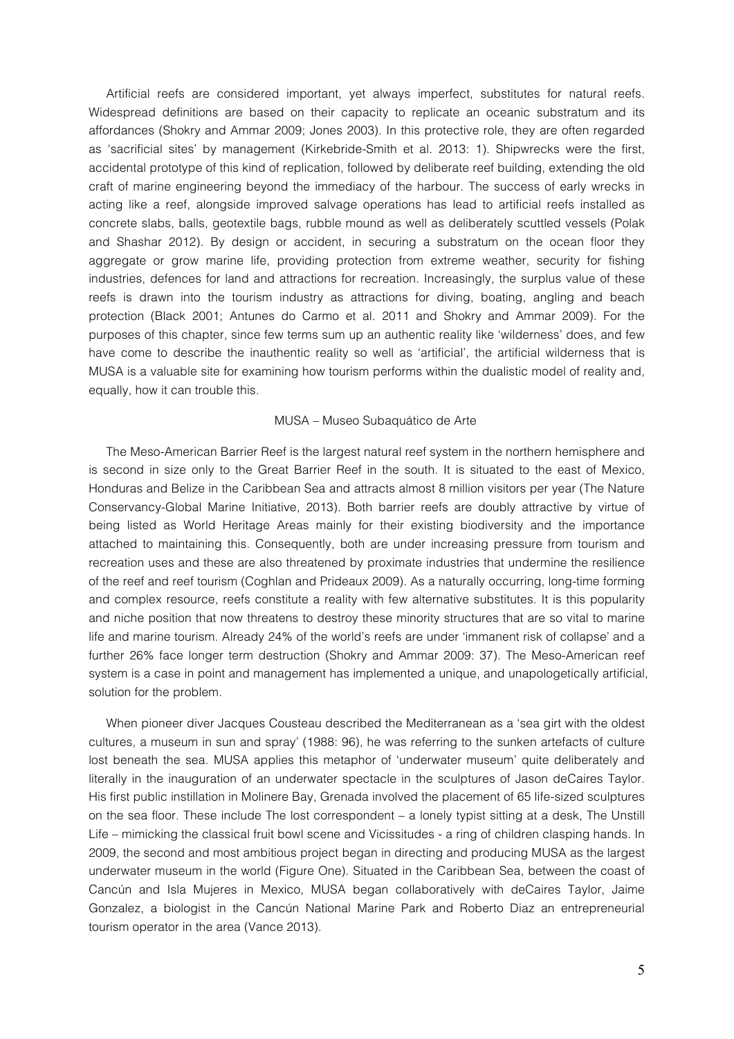Artificial reefs are considered important, yet always imperfect, substitutes for natural reefs. Widespread definitions are based on their capacity to replicate an oceanic substratum and its affordances (Shokry and Ammar 2009; Jones 2003). In this protective role, they are often regarded as 'sacrificial sites' by management (Kirkebride-Smith et al. 2013: 1). Shipwrecks were the first, accidental prototype of this kind of replication, followed by deliberate reef building, extending the old craft of marine engineering beyond the immediacy of the harbour. The success of early wrecks in acting like a reef, alongside improved salvage operations has lead to artificial reefs installed as concrete slabs, balls, geotextile bags, rubble mound as well as deliberately scuttled vessels (Polak and Shashar 2012). By design or accident, in securing a substratum on the ocean floor they aggregate or grow marine life, providing protection from extreme weather, security for fishing industries, defences for land and attractions for recreation. Increasingly, the surplus value of these reefs is drawn into the tourism industry as attractions for diving, boating, angling and beach protection (Black 2001; Antunes do Carmo et al. 2011 and Shokry and Ammar 2009). For the purposes of this chapter, since few terms sum up an authentic reality like 'wilderness' does, and few have come to describe the inauthentic reality so well as 'artificial', the artificial wilderness that is MUSA is a valuable site for examining how tourism performs within the dualistic model of reality and, equally, how it can trouble this.

## MUSA – Museo Subaquático de Arte

The Meso-American Barrier Reef is the largest natural reef system in the northern hemisphere and is second in size only to the Great Barrier Reef in the south. It is situated to the east of Mexico, Honduras and Belize in the Caribbean Sea and attracts almost 8 million visitors per year (The Nature Conservancy-Global Marine Initiative, 2013). Both barrier reefs are doubly attractive by virtue of being listed as World Heritage Areas mainly for their existing biodiversity and the importance attached to maintaining this. Consequently, both are under increasing pressure from tourism and recreation uses and these are also threatened by proximate industries that undermine the resilience of the reef and reef tourism (Coghlan and Prideaux 2009). As a naturally occurring, long-time forming and complex resource, reefs constitute a reality with few alternative substitutes. It is this popularity and niche position that now threatens to destroy these minority structures that are so vital to marine life and marine tourism. Already 24% of the world's reefs are under 'immanent risk of collapse' and a further 26% face longer term destruction (Shokry and Ammar 2009: 37). The Meso-American reef system is a case in point and management has implemented a unique, and unapologetically artificial, solution for the problem.

When pioneer diver Jacques Cousteau described the Mediterranean as a 'sea girt with the oldest cultures, a museum in sun and spray' (1988: 96), he was referring to the sunken artefacts of culture lost beneath the sea. MUSA applies this metaphor of 'underwater museum' quite deliberately and literally in the inauguration of an underwater spectacle in the sculptures of Jason deCaires Taylor. His first public instillation in Molinere Bay, Grenada involved the placement of 65 life-sized sculptures on the sea floor. These include The lost correspondent – a lonely typist sitting at a desk, The Unstill Life – mimicking the classical fruit bowl scene and Vicissitudes - a ring of children clasping hands. In 2009, the second and most ambitious project began in directing and producing MUSA as the largest underwater museum in the world (Figure One). Situated in the Caribbean Sea, between the coast of Cancún and Isla Mujeres in Mexico, MUSA began collaboratively with deCaires Taylor, Jaime Gonzalez, a biologist in the Cancún National Marine Park and Roberto Diaz an entrepreneurial tourism operator in the area (Vance 2013).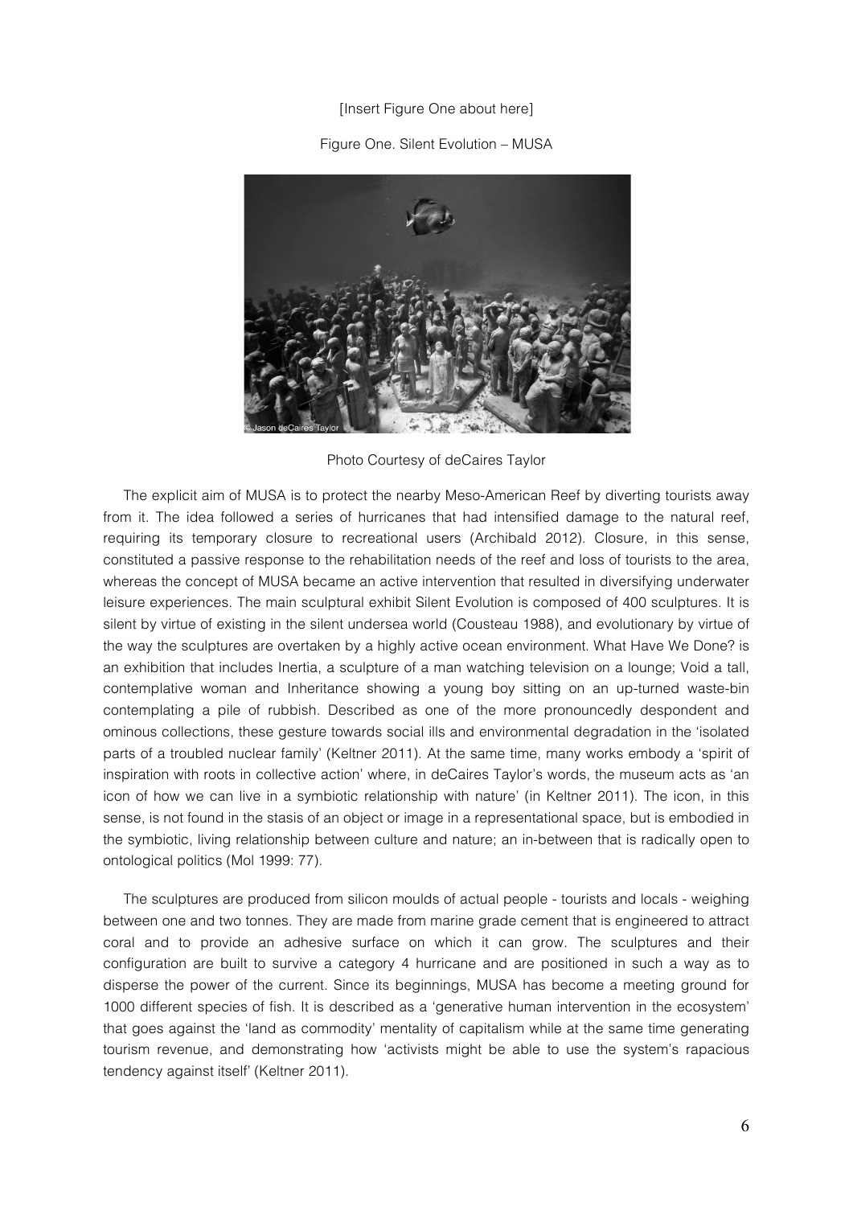[Insert Figure One about here]

Figure One. Silent Evolution – MUSA

Photo Courtesy of deCaires Taylor

The explicit aim of MUSA is to protect the nearby Meso-American Reef by diverting tourists away from it. The idea followed a series of hurricanes that had intensified damage to the natural reef, requiring its temporary closure to recreational users (Archibald 2012). Closure, in this sense, constituted a passive response to the rehabilitation needs of the reef and loss of tourists to the area, whereas the concept of MUSA became an active intervention that resulted in diversifying underwater leisure experiences. The main sculptural exhibit Silent Evolution is composed of 400 sculptures. It is silent by virtue of existing in the silent undersea world (Cousteau 1988), and evolutionary by virtue of the way the sculptures are overtaken by a highly active ocean environment. What Have We Done? is an exhibition that includes Inertia, a sculpture of a man watching television on a lounge; Void a tall, contemplative woman and Inheritance showing a young boy sitting on an up-turned waste-bin contemplating a pile of rubbish. Described as one of the more pronouncedly despondent and ominous collections, these gesture towards social ills and environmental degradation in the 'isolated parts of a troubled nuclear family' (Keltner 2011). At the same time, many works embody a 'spirit of inspiration with roots in collective action' where, in deCaires Taylor's words, the museum acts as 'an icon of how we can live in a symbiotic relationship with nature' (in Keltner 2011). The icon, in this sense, is not found in the stasis of an object or image in a representational space, but is embodied in the symbiotic, living relationship between culture and nature; an in-between that is radically open to ontological politics (Mol 1999: 77).

The sculptures are produced from silicon moulds of actual people - tourists and locals - weighing between one and two tonnes. They are made from marine grade cement that is engineered to attract coral and to provide an adhesive surface on which it can grow. The sculptures and their configuration are built to survive a category 4 hurricane and are positioned in such a way as to disperse the power of the current. Since its beginnings, MUSA has become a meeting ground for 1000 different species of fish. It is described as a 'generative human intervention in the ecosystem' that goes against the 'land as commodity' mentality of capitalism while at the same time generating tourism revenue, and demonstrating how 'activists might be able to use the system's rapacious tendency against itself' (Keltner 2011).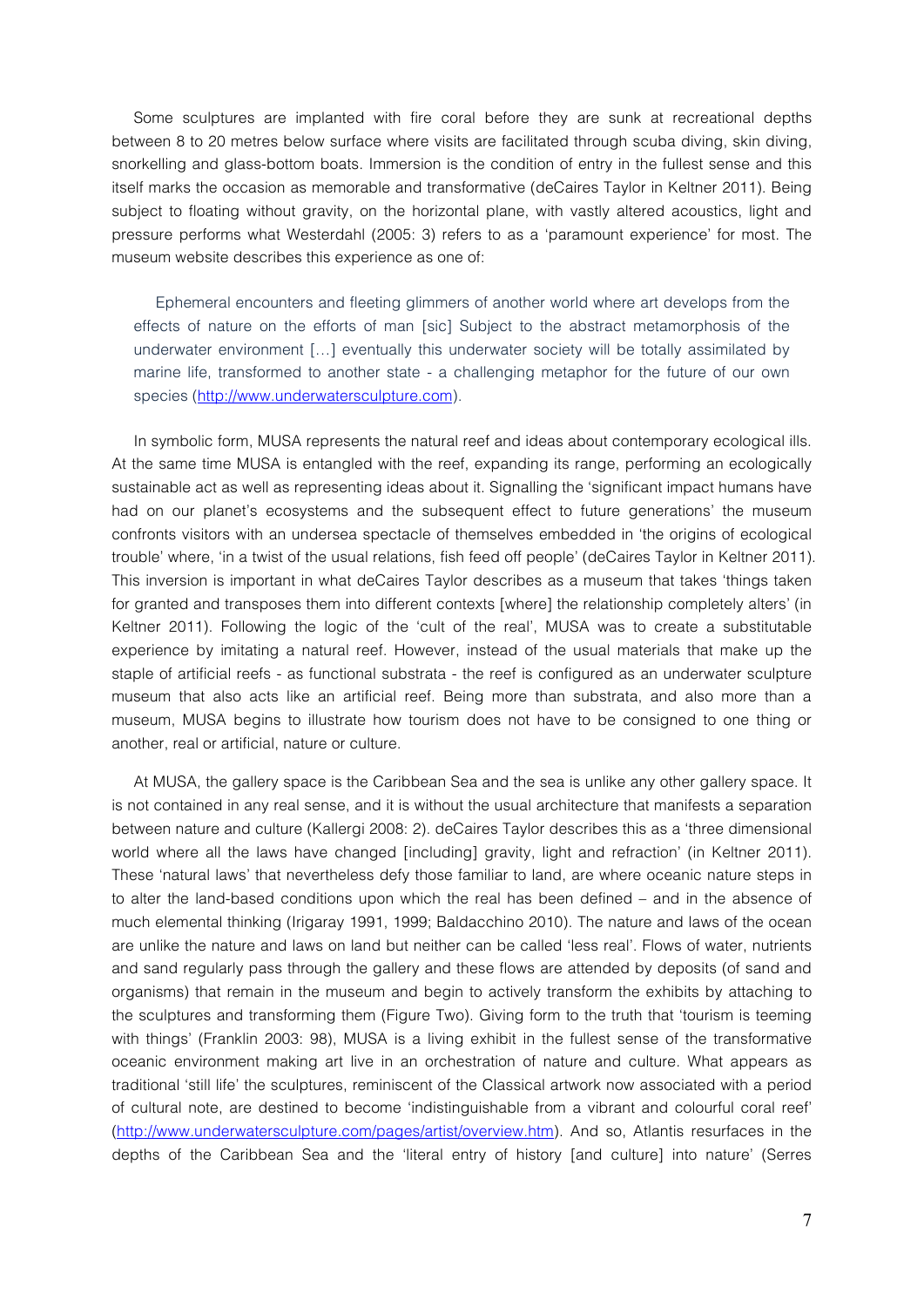Some sculptures are implanted with fire coral before they are sunk at recreational depths between 8 to 20 metres below surface where visits are facilitated through scuba diving, skin diving, snorkelling and glass-bottom boats. Immersion is the condition of entry in the fullest sense and this itself marks the occasion as memorable and transformative (deCaires Taylor in Keltner 2011). Being subject to floating without gravity, on the horizontal plane, with vastly altered acoustics, light and pressure performs what Westerdahl (2005: 3) refers to as a 'paramount experience' for most. The museum website describes this experience as one of:

> Ephemeral encounters and fleeting glimmers of another world where art develops from the effects of nature on the efforts of man [sic] Subject to the abstract metamorphosis of the underwater environment […] eventually this underwater society will be totally assimilated by marine life, transformed to another state - a challenging metaphor for the future of our own species (http://www.underwatersculpture.com).

In symbolic form, MUSA represents the natural reef and ideas about contemporary ecological ills. At the same time MUSA is entangled with the reef, expanding its range, performing an ecologically sustainable act as well as representing ideas about it. Signalling the 'significant impact humans have had on our planet's ecosystems and the subsequent effect to future generations' the museum confronts visitors with an undersea spectacle of themselves embedded in 'the origins of ecological trouble' where, 'in a twist of the usual relations, fish feed off people' (deCaires Taylor in Keltner 2011). This inversion is important in what deCaires Taylor describes as a museum that takes 'things taken for granted and transposes them into different contexts [where] the relationship completely alters' (in Keltner 2011). Following the logic of the 'cult of the real', MUSA was to create a substitutable experience by imitating a natural reef. However, instead of the usual materials that make up the staple of artificial reefs - as functional substrata - the reef is configured as an underwater sculpture museum that also acts like an artificial reef. Being more than substrata, and also more than a museum, MUSA begins to illustrate how tourism does not have to be consigned to one thing or another, real or artificial, nature or culture.

At MUSA, the gallery space is the Caribbean Sea and the sea is unlike any other gallery space. It is not contained in any real sense, and it is without the usual architecture that manifests a separation between nature and culture (Kallergi 2008: 2). deCaires Taylor describes this as a 'three dimensional world where all the laws have changed [including] gravity, light and refraction' (in Keltner 2011). These 'natural laws' that nevertheless defy those familiar to land, are where oceanic nature steps in to alter the land-based conditions upon which the real has been defined – and in the absence of much elemental thinking (Irigaray 1991, 1999; Baldacchino 2010). The nature and laws of the ocean are unlike the nature and laws on land but neither can be called 'less real'. Flows of water, nutrients and sand regularly pass through the gallery and these flows are attended by deposits (of sand and organisms) that remain in the museum and begin to actively transform the exhibits by attaching to the sculptures and transforming them (Figure Two). Giving form to the truth that 'tourism is teeming with things' (Franklin 2003: 98), MUSA is a living exhibit in the fullest sense of the transformative oceanic environment making art live in an orchestration of nature and culture. What appears as traditional 'still life' the sculptures, reminiscent of the Classical artwork now associated with a period of cultural note, are destined to become 'indistinguishable from a vibrant and colourful coral reef' (http://www.underwatersculpture.com/pages/artist/overview.htm). And so, Atlantis resurfaces in the depths of the Caribbean Sea and the 'literal entry of history [and culture] into nature' (Serres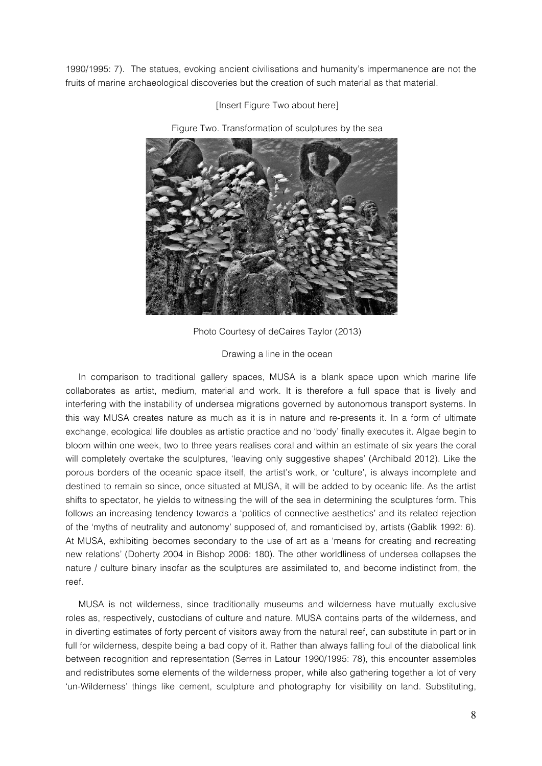1990/1995: 7). The statues, evoking ancient civilisations and humanity's impermanence are not the fruits of marine archaeological discoveries but the creation of such material as that material.

[Insert Figure Two about here]

Figure Two. Transformation of sculptures by the sea

Photo Courtesy of deCaires Taylor (2013)

### Drawing a line in the ocean

In comparison to traditional gallery spaces, MUSA is a blank space upon which marine life collaborates as artist, medium, material and work. It is therefore a full space that is lively and interfering with the instability of undersea migrations governed by autonomous transport systems. In this way MUSA creates nature as much as it is in nature and re-presents it. In a form of ultimate exchange, ecological life doubles as artistic practice and no 'body' finally executes it. Algae begin to bloom within one week, two to three years realises coral and within an estimate of six years the coral will completely overtake the sculptures, 'leaving only suggestive shapes' (Archibald 2012). Like the porous borders of the oceanic space itself, the artist's work, or 'culture', is always incomplete and destined to remain so since, once situated at MUSA, it will be added to by oceanic life. As the artist shifts to spectator, he yields to witnessing the will of the sea in determining the sculptures form. This follows an increasing tendency towards a 'politics of connective aesthetics' and its related rejection of the 'myths of neutrality and autonomy' supposed of, and romanticised by, artists (Gablik 1992: 6). At MUSA, exhibiting becomes secondary to the use of art as a 'means for creating and recreating new relations' (Doherty 2004 in Bishop 2006: 180). The other worldliness of undersea collapses the nature / culture binary insofar as the sculptures are assimilated to, and become indistinct from, the reef.

MUSA is not wilderness, since traditionally museums and wilderness have mutually exclusive roles as, respectively, custodians of culture and nature. MUSA contains parts of the wilderness, and in diverting estimates of forty percent of visitors away from the natural reef, can substitute in part or in full for wilderness, despite being a bad copy of it. Rather than always falling foul of the diabolical link between recognition and representation (Serres in Latour 1990/1995: 78), this encounter assembles and redistributes some elements of the wilderness proper, while also gathering together a lot of very 'un-Wilderness' things like cement, sculpture and photography for visibility on land. Substituting,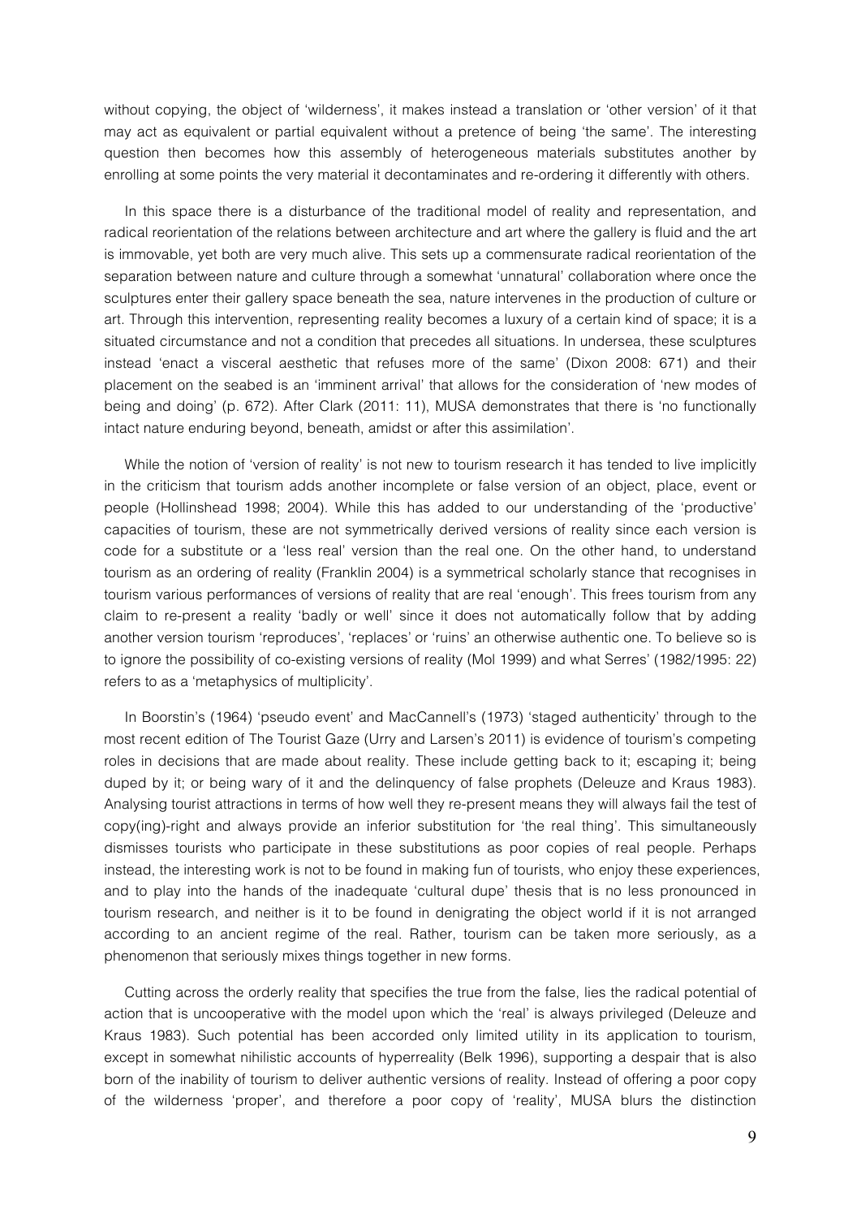without copying, the object of 'wilderness', it makes instead a translation or 'other version' of it that may act as equivalent or partial equivalent without a pretence of being 'the same'. The interesting question then becomes how this assembly of heterogeneous materials substitutes another by enrolling at some points the very material it decontaminates and re-ordering it differently with others.

In this space there is a disturbance of the traditional model of reality and representation, and radical reorientation of the relations between architecture and art where the gallery is fluid and the art is immovable, yet both are very much alive. This sets up a commensurate radical reorientation of the separation between nature and culture through a somewhat 'unnatural' collaboration where once the sculptures enter their gallery space beneath the sea, nature intervenes in the production of culture or art. Through this intervention, representing reality becomes a luxury of a certain kind of space; it is a situated circumstance and not a condition that precedes all situations. In undersea, these sculptures instead 'enact a visceral aesthetic that refuses more of the same' (Dixon 2008: 671) and their placement on the seabed is an 'imminent arrival' that allows for the consideration of 'new modes of being and doing' (p. 672). After Clark (2011: 11), MUSA demonstrates that there is 'no functionally intact nature enduring beyond, beneath, amidst or after this assimilation'.

While the notion of 'version of reality' is not new to tourism research it has tended to live implicitly in the criticism that tourism adds another incomplete or false version of an object, place, event or people (Hollinshead 1998; 2004). While this has added to our understanding of the 'productive' capacities of tourism, these are not symmetrically derived versions of reality since each version is code for a substitute or a 'less real' version than the real one. On the other hand, to understand tourism as an ordering of reality (Franklin 2004) is a symmetrical scholarly stance that recognises in tourism various performances of versions of reality that are real 'enough'. This frees tourism from any claim to re-present a reality 'badly or well' since it does not automatically follow that by adding another version tourism 'reproduces', 'replaces' or 'ruins' an otherwise authentic one. To believe so is to ignore the possibility of co-existing versions of reality (Mol 1999) and what Serres' (1982/1995: 22) refers to as a 'metaphysics of multiplicity'.

In Boorstin's (1964) 'pseudo event' and MacCannell's (1973) 'staged authenticity' through to the most recent edition of The Tourist Gaze (Urry and Larsen's 2011) is evidence of tourism's competing roles in decisions that are made about reality. These include getting back to it; escaping it; being duped by it; or being wary of it and the delinquency of false prophets (Deleuze and Kraus 1983). Analysing tourist attractions in terms of how well they re-present means they will always fail the test of copy(ing)-right and always provide an inferior substitution for 'the real thing'. This simultaneously dismisses tourists who participate in these substitutions as poor copies of real people. Perhaps instead, the interesting work is not to be found in making fun of tourists, who enjoy these experiences, and to play into the hands of the inadequate 'cultural dupe' thesis that is no less pronounced in tourism research, and neither is it to be found in denigrating the object world if it is not arranged according to an ancient regime of the real. Rather, tourism can be taken more seriously, as a phenomenon that seriously mixes things together in new forms.

Cutting across the orderly reality that specifies the true from the false, lies the radical potential of action that is uncooperative with the model upon which the 'real' is always privileged (Deleuze and Kraus 1983). Such potential has been accorded only limited utility in its application to tourism, except in somewhat nihilistic accounts of hyperreality (Belk 1996), supporting a despair that is also born of the inability of tourism to deliver authentic versions of reality. Instead of offering a poor copy of the wilderness 'proper', and therefore a poor copy of 'reality', MUSA blurs the distinction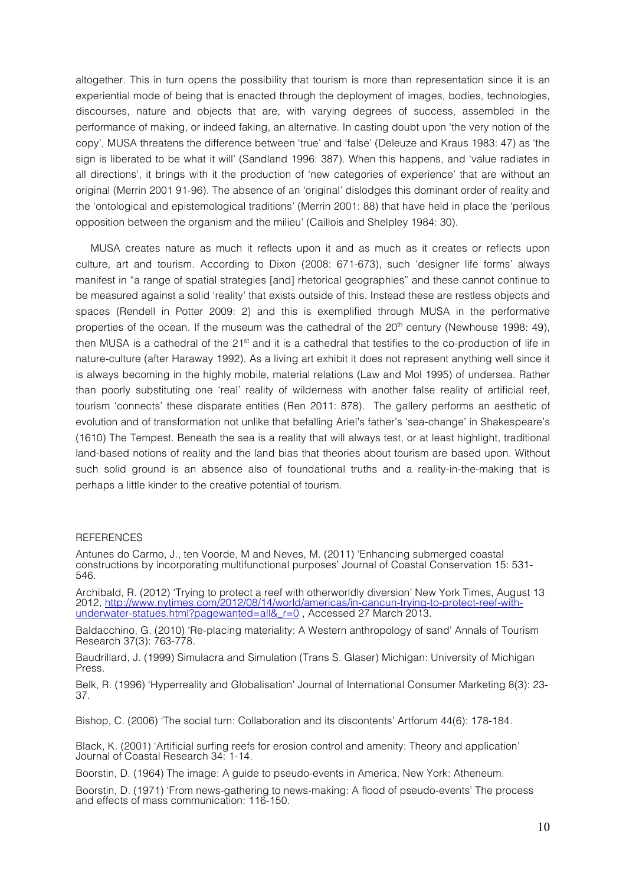altogether. This in turn opens the possibility that tourism is more than representation since it is an experiential mode of being that is enacted through the deployment of images, bodies, technologies, discourses, nature and objects that are, with varying degrees of success, assembled in the performance of making, or indeed faking, an alternative. In casting doubt upon 'the very notion of the copy', MUSA threatens the difference between 'true' and 'false' (Deleuze and Kraus 1983: 47) as 'the sign is liberated to be what it will' (Sandland 1996: 387). When this happens, and 'value radiates in all directions', it brings with it the production of 'new categories of experience' that are without an original (Merrin 2001 91-96). The absence of an 'original' dislodges this dominant order of reality and the 'ontological and epistemological traditions' (Merrin 2001: 88) that have held in place the 'perilous opposition between the organism and the milieu' (Caillois and Shelpley 1984: 30).

MUSA creates nature as much it reflects upon it and as much as it creates or reflects upon culture, art and tourism. According to Dixon (2008: 671-673), such 'designer life forms' always manifest in "a range of spatial strategies [and] rhetorical geographies" and these cannot continue to be measured against a solid 'reality' that exists outside of this. Instead these are restless objects and spaces (Rendell in Potter 2009: 2) and this is exemplified through MUSA in the performative properties of the ocean. If the museum was the cathedral of the 20th century (Newhouse 1998: 49), then MUSA is a cathedral of the 21st and it is a cathedral that testifies to the co-production of life in nature-culture (after Haraway 1992). As a living art exhibit it does not represent anything well since it is always becoming in the highly mobile, material relations (Law and Mol 1995) of undersea. Rather than poorly substituting one 'real' reality of wilderness with another false reality of artificial reef, tourism 'connects' these disparate entities (Ren 2011: 878). The gallery performs an aesthetic of evolution and of transformation not unlike that befalling Ariel's father's 'sea-change' in Shakespeare's (1610) The Tempest. Beneath the sea is a reality that will always test, or at least highlight, traditional land-based notions of reality and the land bias that theories about tourism are based upon. Without such solid ground is an absence also of foundational truths and a reality-in-the-making that is perhaps a little kinder to the creative potential of tourism.

## REFERENCES

Antunes do Carmo, J., ten Voorde, M and Neves, M. (2011) 'Enhancing submerged coastal constructions by incorporating multifunctional purposes' Journal of Coastal Conservation 15: 531-546.

Archibald, R. (2012) 'Trying to protect a reef with otherworldly diversion' New York Times, August 13 2012, http://www.nytimes.com/2012/08/14/world/americas/in-cancun-trying-to-protect-reef-with-underwater-statues.html?pagewanted=all&_r=0 , Accessed 27 March 2013.

Baldacchino, G. (2010) 'Re-placing materiality: A Western anthropology of sand' Annals of Tourism Research 37(3): 763-778.

Baudrillard, J. (1999) Simulacra and Simulation (Trans S. Glaser) Michigan: University of Michigan Press.

Belk, R. (1996) 'Hyperreality and Globalisation' Journal of International Consumer Marketing 8(3): 23-37.

Bishop, C. (2006) 'The social turn: Collaboration and its discontents' Artforum 44(6): 178-184.

Black, K. (2001) 'Artificial surfing reefs for erosion control and amenity: Theory and application' Journal of Coastal Research 34: 1-14.

Boorstin, D. (1964) The image: A guide to pseudo-events in America. New York: Atheneum.

Boorstin, D. (1971) 'From news-gathering to news-making: A flood of pseudo-events' The process and effects of mass communication: 116-150.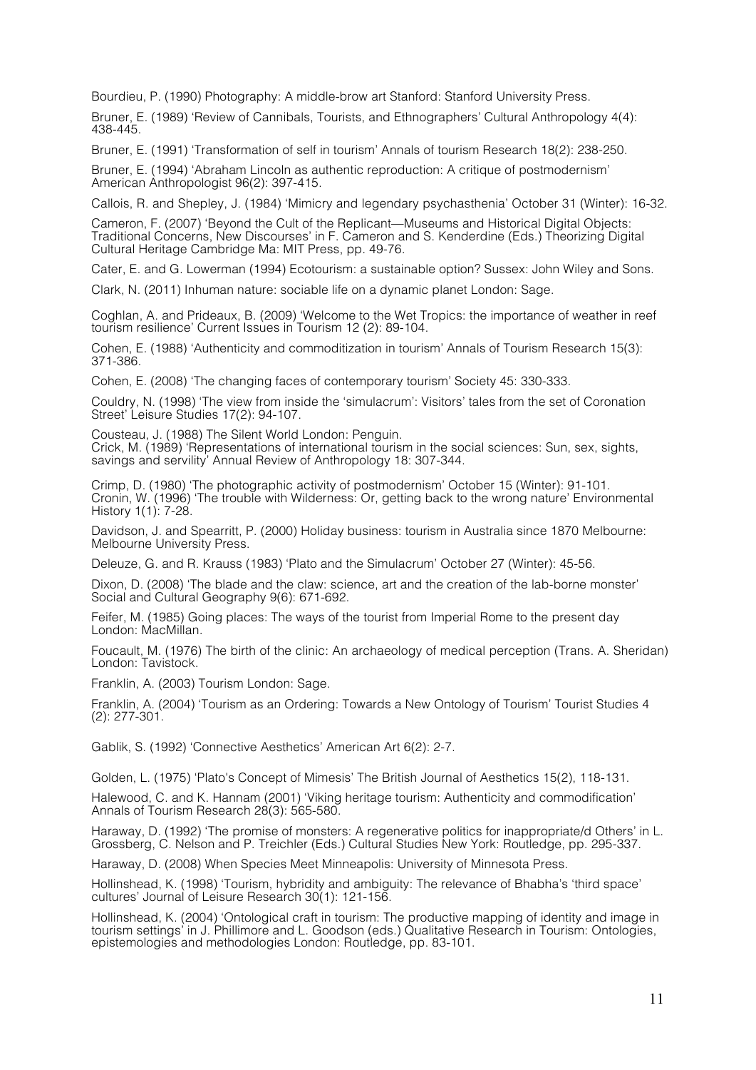Bourdieu, P. (1990) Photography: A middle-brow art Stanford: Stanford University Press.

Bruner, E. (1989) 'Review of Cannibals, Tourists, and Ethnographers' Cultural Anthropology 4(4): 438-445.

Bruner, E. (1991) 'Transformation of self in tourism' Annals of tourism Research 18(2): 238-250.

Bruner, E. (1994) 'Abraham Lincoln as authentic reproduction: A critique of postmodernism' American Anthropologist 96(2): 397-415.

Callois, R. and Shepley, J. (1984) 'Mimicry and legendary psychasthenia' October 31 (Winter): 16-32.

Cameron, F. (2007) 'Beyond the Cult of the Replicant—Museums and Historical Digital Objects: Traditional Concerns, New Discourses' in F. Cameron and S. Kenderdine (Eds.) Theorizing Digital Cultural Heritage Cambridge Ma: MIT Press, pp. 49-76.

Cater, E. and G. Lowerman (1994) Ecotourism: a sustainable option? Sussex: John Wiley and Sons.

Clark, N. (2011) Inhuman nature: sociable life on a dynamic planet London: Sage.

Coghlan, A. and Prideaux, B. (2009) 'Welcome to the Wet Tropics: the importance of weather in reef tourism resilience' Current Issues in Tourism 12 (2): 89-104.

Cohen, E. (1988) 'Authenticity and commoditization in tourism' Annals of Tourism Research 15(3): 371-386.

Cohen, E. (2008) 'The changing faces of contemporary tourism' Society 45: 330-333.

Couldry, N. (1998) 'The view from inside the 'simulacrum': Visitors' tales from the set of Coronation Street' Leisure Studies 17(2): 94-107.

Cousteau, J. (1988) The Silent World London: Penguin.

Crick, M. (1989) 'Representations of international tourism in the social sciences: Sun, sex, sights, savings and servility' Annual Review of Anthropology 18: 307-344.

Crimp, D. (1980) 'The photographic activity of postmodernism' October 15 (Winter): 91-101.

Cronin, W. (1996) 'The trouble with Wilderness: Or, getting back to the wrong nature' Environmental History 1(1): 7-28.

Davidson, J. and Spearritt, P. (2000) Holiday business: tourism in Australia since 1870 Melbourne: Melbourne University Press.

Deleuze, G. and R. Krauss (1983) 'Plato and the Simulacrum' October 27 (Winter): 45-56.

Dixon, D. (2008) 'The blade and the claw: science, art and the creation of the lab-borne monster' Social and Cultural Geography 9(6): 671-692.

Feifer, M. (1985) Going places: The ways of the tourist from Imperial Rome to the present day London: MacMillan.

Foucault, M. (1976) The birth of the clinic: An archaeology of medical perception (Trans. A. Sheridan) London: Tavistock.

Franklin, A. (2003) Tourism London: Sage.

Franklin, A. (2004) 'Tourism as an Ordering: Towards a New Ontology of Tourism' Tourist Studies 4 (2): 277-301.

Gablik, S. (1992) 'Connective Aesthetics' American Art 6(2): 2-7.

Golden, L. (1975) 'Plato's Concept of Mimesis' The British Journal of Aesthetics 15(2), 118-131.

Halewood, C. and K. Hannam (2001) 'Viking heritage tourism: Authenticity and commodification' Annals of Tourism Research 28(3): 565-580.

Haraway, D. (1992) 'The promise of monsters: A regenerative politics for inappropriate/d Others' in L. Grossberg, C. Nelson and P. Treichler (Eds.) Cultural Studies New York: Routledge, pp. 295-337.

Haraway, D. (2008) When Species Meet Minneapolis: University of Minnesota Press.

Hollinshead, K. (1998) 'Tourism, hybridity and ambiguity: The relevance of Bhabha's 'third space' cultures' Journal of Leisure Research 30(1): 121-156.

Hollinshead, K. (2004) 'Ontological craft in tourism: The productive mapping of identity and image in tourism settings' in J. Phillimore and L. Goodson (eds.) Qualitative Research in Tourism: Ontologies, epistemologies and methodologies London: Routledge, pp. 83-101.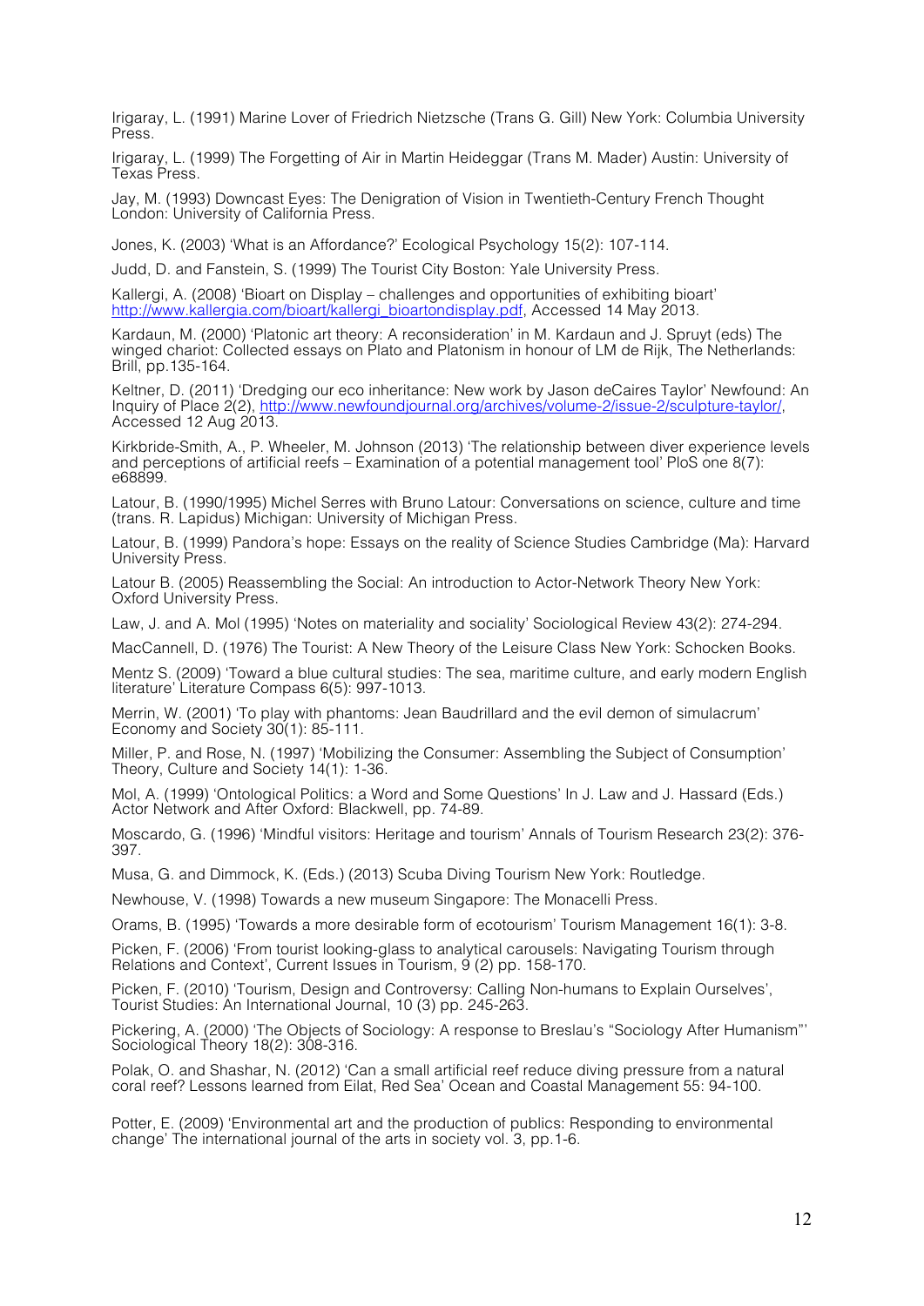Irigaray, L. (1991) Marine Lover of Friedrich Nietzsche (Trans G. Gill) New York: Columbia University Press.

Irigaray, L. (1999) The Forgetting of Air in Martin Heideggar (Trans M. Mader) Austin: University of Texas Press.

Jay, M. (1993) Downcast Eyes: The Denigration of Vision in Twentieth-Century French Thought London: University of California Press.

Jones, K. (2003) 'What is an Affordance?' Ecological Psychology 15(2): 107-114.

Judd, D. and Fanstein, S. (1999) The Tourist City Boston: Yale University Press.

Kallergi, A. (2008) 'Bioart on Display – challenges and opportunities of exhibiting bioart' http://www.kallergia.com/bioart/kallergi_bioartondisplay.pdf, Accessed 14 May 2013.

Kardaun, M. (2000) 'Platonic art theory: A reconsideration' in M. Kardaun and J. Spruyt (eds) The winged chariot: Collected essays on Plato and Platonism in honour of LM de Rijk, The Netherlands: Brill, pp.135-164.

Keltner, D. (2011) 'Dredging our eco inheritance: New work by Jason deCaires Taylor' Newfound: An Inquiry of Place 2(2), http://www.newfoundjournal.org/archives/volume-2/issue-2/sculpture-taylor/, Accessed 12 Aug 2013.

Kirkbride-Smith, A., P. Wheeler, M. Johnson (2013) 'The relationship between diver experience levels and perceptions of artificial reefs – Examination of a potential management tool' PloS one 8(7): e68899.

Latour, B. (1990/1995) Michel Serres with Bruno Latour: Conversations on science, culture and time (trans. R. Lapidus) Michigan: University of Michigan Press.

Latour, B. (1999) Pandora's hope: Essays on the reality of Science Studies Cambridge (Ma): Harvard University Press.

Latour B. (2005) Reassembling the Social: An introduction to Actor-Network Theory New York: Oxford University Press.

Law, J. and A. Mol (1995) 'Notes on materiality and sociality' Sociological Review 43(2): 274-294.

MacCannell, D. (1976) The Tourist: A New Theory of the Leisure Class New York: Schocken Books.

Mentz S. (2009) 'Toward a blue cultural studies: The sea, maritime culture, and early modern English literature' Literature Compass 6(5): 997-1013.

Merrin, W. (2001) 'To play with phantoms: Jean Baudrillard and the evil demon of simulacrum' Economy and Society 30(1): 85-111.

Miller, P. and Rose, N. (1997) 'Mobilizing the Consumer: Assembling the Subject of Consumption' Theory, Culture and Society 14(1): 1-36.

Mol, A. (1999) 'Ontological Politics: a Word and Some Questions' In J. Law and J. Hassard (Eds.) Actor Network and After Oxford: Blackwell, pp. 74-89.

Moscardo, G. (1996) 'Mindful visitors: Heritage and tourism' Annals of Tourism Research 23(2): 376-397.

Musa, G. and Dimmock, K. (Eds.) (2013) Scuba Diving Tourism New York: Routledge.

Newhouse, V. (1998) Towards a new museum Singapore: The Monacelli Press.

Orams, B. (1995) 'Towards a more desirable form of ecotourism' Tourism Management 16(1): 3-8.

Picken, F. (2006) 'From tourist looking-glass to analytical carousels: Navigating Tourism through Relations and Context', Current Issues in Tourism, 9 (2) pp. 158-170.

Picken, F. (2010) 'Tourism, Design and Controversy: Calling Non-humans to Explain Ourselves', Tourist Studies: An International Journal, 10 (3) pp. 245-263.

Pickering, A. (2000) 'The Objects of Sociology: A response to Breslau's "Sociology After Humanism"' Sociological Theory 18(2): 308-316.

Polak, O. and Shashar, N. (2012) 'Can a small artificial reef reduce diving pressure from a natural coral reef? Lessons learned from Eilat, Red Sea' Ocean and Coastal Management 55: 94-100.

Potter, E. (2009) 'Environmental art and the production of publics: Responding to environmental change' The international journal of the arts in society vol. 3, pp.1-6.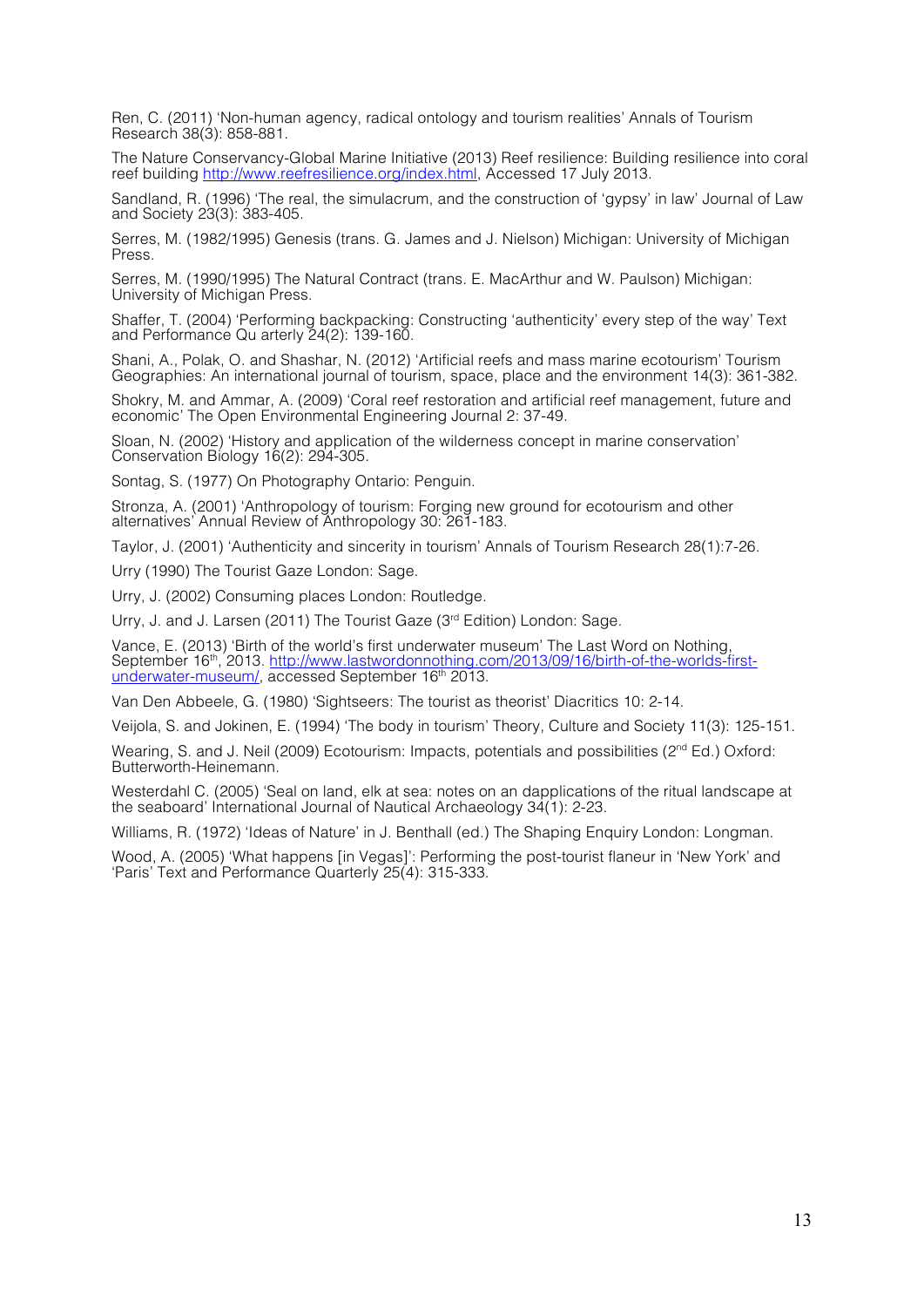Ren, C. (2011) 'Non-human agency, radical ontology and tourism realities' Annals of Tourism Research 38(3): 858-881.

The Nature Conservancy-Global Marine Initiative (2013) Reef resilience: Building resilience into coral reef building http://www.reefresilience.org/index.html, Accessed 17 July 2013.

Sandland, R. (1996) 'The real, the simulacrum, and the construction of 'gypsy' in law' Journal of Law and Society 23(3): 383-405.

Serres, M. (1982/1995) Genesis (trans. G. James and J. Nielson) Michigan: University of Michigan Press.

Serres, M. (1990/1995) The Natural Contract (trans. E. MacArthur and W. Paulson) Michigan: University of Michigan Press.

Shaffer, T. (2004) 'Performing backpacking: Constructing 'authenticity' every step of the way' Text and Performance Qu arterly 24(2): 139-160.

Shani, A., Polak, O. and Shashar, N. (2012) 'Artificial reefs and mass marine ecotourism' Tourism Geographies: An international journal of tourism, space, place and the environment 14(3): 361-382.

Shokry, M. and Ammar, A. (2009) 'Coral reef restoration and artificial reef management, future and economic' The Open Environmental Engineering Journal 2: 37-49.

Sloan, N. (2002) 'History and application of the wilderness concept in marine conservation' Conservation Biology 16(2): 294-305.

Sontag, S. (1977) On Photography Ontario: Penguin.

Stronza, A. (2001) 'Anthropology of tourism: Forging new ground for ecotourism and other alternatives' Annual Review of Anthropology 30: 261-183.

Taylor, J. (2001) 'Authenticity and sincerity in tourism' Annals of Tourism Research 28(1):7-26.

Urry (1990) The Tourist Gaze London: Sage.

Urry, J. (2002) Consuming places London: Routledge.

Urry, J. and J. Larsen (2011) The Tourist Gaze (3rd Edition) London: Sage.

Vance, E. (2013) 'Birth of the world's first underwater museum' The Last Word on Nothing, September 16th, 2013. http://www.lastwordonnothing.com/2013/09/16/birth-of-the-worlds-first-underwater-museum/, accessed September 16th 2013.

Van Den Abbeele, G. (1980) 'Sightseers: The tourist as theorist' Diacritics 10: 2-14.

Veijola, S. and Jokinen, E. (1994) 'The body in tourism' Theory, Culture and Society 11(3): 125-151.

Wearing, S. and J. Neil (2009) Ecotourism: Impacts, potentials and possibilities (2nd Ed.) Oxford: Butterworth-Heinemann.

Westerdahl C. (2005) 'Seal on land, elk at sea: notes on an dapplications of the ritual landscape at the seaboard' International Journal of Nautical Archaeology 34(1): 2-23.

Williams, R. (1972) 'Ideas of Nature' in J. Benthall (ed.) The Shaping Enquiry London: Longman.

Wood, A. (2005) 'What happens [in Vegas]': Performing the post-tourist flaneur in 'New York' and 'Paris' Text and Performance Quarterly 25(4): 315-333.